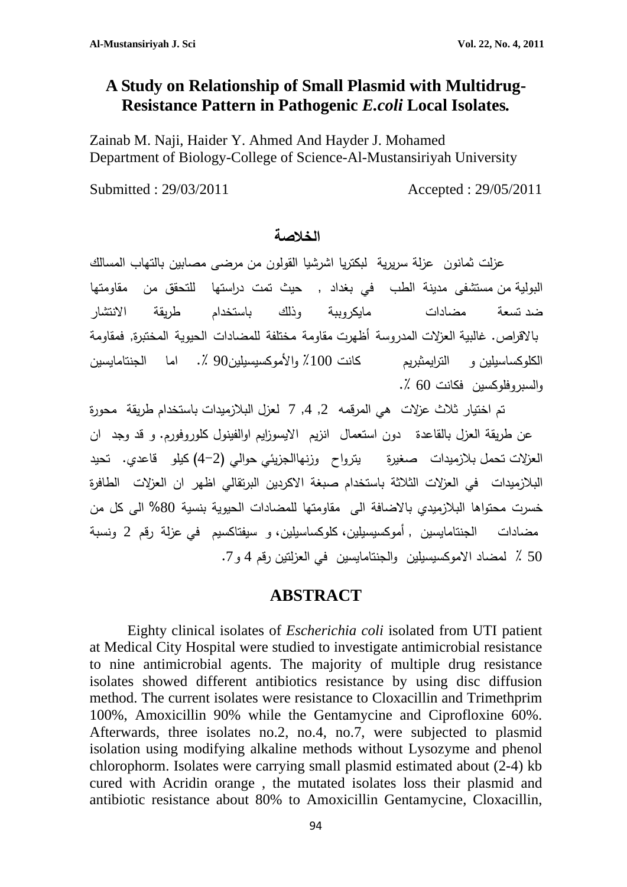# A Study on Relationship of Small Plasmid with Multidrug-Resistance Pattern in Pathogenic *E.coli* Local Isolates.

Zainab M. Naji, Haider Y. Ahmed And Hayder J. Mohamed
Department of Biology-College of Science-Al-Mustansiriyah University

Submitted : 29/03/2011 Accepted : 29/05/2011

## الخلاصة

عزلت ثمانون عزلة سريرية لبكتريا اشرشيا القولون من مرضى مصابين بالتهاب المسالك البولية من مستشفى مدينة الطب في بغداد , حيث تمت دراستها للتحقق من مقاومتها ضد تسعة مضادات مايكروبية وذلك باستخدام طريقة الانتشار بالاقراص. غالبية العزلات المدروسة أظهرت مقاومة مختلفة للمضادات الحيوية المختبرة, فمقاومة الكلوكساسيلين و الترايمثبريم كانت 100٪ والأموكسيسيلين90 ٪. اما الجنتامايسين والسبروفلوكسين فكانت 60 ٪.

تم اختيار ثلاث عزلات هي المرقمه 2, 4, 7 لعزل البلازميدات باستخدام طريقة محورة عن طريقة العزل بالقاعدة دون استعمال انزيم الايسوزايم اوالفينول كلوروفورم. و قد وجد ان العزلات تحمل بلازميدات صغيرة يتروا‌ح وزنهاالجزيئي حوالي (2–4) كيلو قاعدي. تحيد البلازميدات في العزلات الثلاثة باستخدام صبغة الاكردين البرتقالي اظهر ان العزلات الطافرة خسرت محتواها البلازميدي بالاضافة الى مقاومتها للمضادات الحيوية بنسبة 80% الى كل من مضادات الجنتامايسين , أموكسيسيلين، كلوكساسيلين، و سيفتاكسيم في عزلة رقم 2 ونسبة 50 ٪ لمضاد الاموكسيسيلين والجنتامايسين في العزلتين رقم 4 و7.

## ABSTRACT

Eighty clinical isolates of *Escherichia coli* isolated from UTI patient at Medical City Hospital were studied to investigate antimicrobial resistance to nine antimicrobial agents. The majority of multiple drug resistance isolates showed different antibiotics resistance by using disc diffusion method. The current isolates were resistance to Cloxacillin and Trimethprim 100%, Amoxicillin 90% while the Gentamycine and Ciprofloxine 60%. Afterwards, three isolates no.2, no.4, no.7, were subjected to plasmid isolation using modifying alkaline methods without Lysozyme and phenol chlorophorm. Isolates were carrying small plasmid estimated about (2-4) kb cured with Acridin orange , the mutated isolates loss their plasmid and antibiotic resistance about 80% to Amoxicillin Gentamycine, Cloxacillin,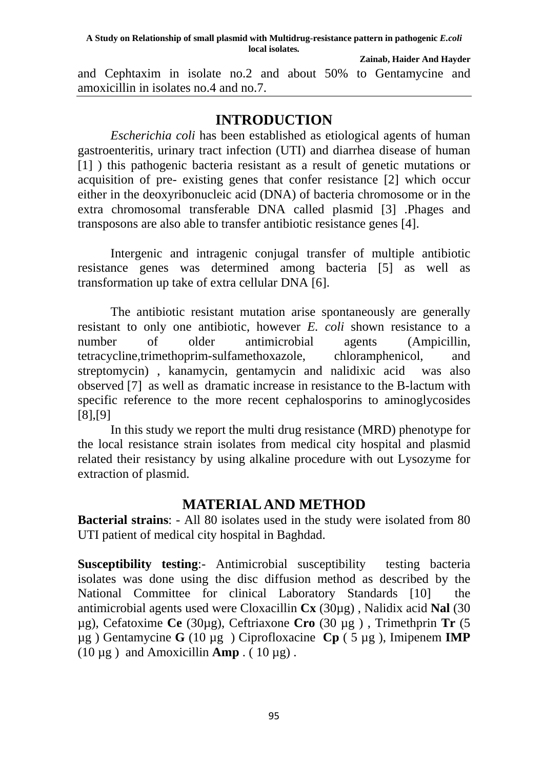and Cephtaxim in isolate no.2 and about 50% to Gentamycine and amoxicillin in isolates no.4 and no.7.

## INTRODUCTION

*Escherichia coli* has been established as etiological agents of human gastroenteritis, urinary tract infection (UTI) and diarrhea disease of human [1] ) this pathogenic bacteria resistant as a result of genetic mutations or acquisition of pre- existing genes that confer resistance [2] which occur either in the deoxyribonucleic acid (DNA) of bacteria chromosome or in the extra chromosomal transferable DNA called plasmid [3] .Phages and transposons are also able to transfer antibiotic resistance genes [4].

Intergenic and intragenic conjugal transfer of multiple antibiotic resistance genes was determined among bacteria [5] as well as transformation up take of extra cellular DNA [6].

The antibiotic resistant mutation arise spontaneously are generally resistant to only one antibiotic, however *E. coli* shown resistance to a number of older antimicrobial agents (Ampicillin, tetracycline,trimethoprim-sulfamethoxazole, chloramphenicol, and streptomycin) , kanamycin, gentamycin and nalidixic acid was also observed [7] as well as dramatic increase in resistance to the B-lactum with specific reference to the more recent cephalosporins to aminoglycosides [8],[9]

In this study we report the multi drug resistance (MRD) phenotype for the local resistance strain isolates from medical city hospital and plasmid related their resistancy by using alkaline procedure with out Lysozyme for extraction of plasmid.

## MATERIAL AND METHOD

**Bacterial strains**: - All 80 isolates used in the study were isolated from 80 UTI patient of medical city hospital in Baghdad.

**Susceptibility testing**:- Antimicrobial susceptibility testing bacteria isolates was done using the disc diffusion method as described by the National Committee for clinical Laboratory Standards [10] the antimicrobial agents used were Cloxacillin **Cx** (30μg) , Nalidix acid **Nal** (30 μg), Cefatoxime **Ce** (30μg), Ceftriaxone **Cro** (30 μg ) , Trimethprin **Tr** (5 μg ) Gentamycine **G** (10 μg ) Ciprofloxacine **Cp** ( 5 μg ), Imipenem **IMP** (10 μg ) and Amoxicillin **Amp** . ( 10 μg) .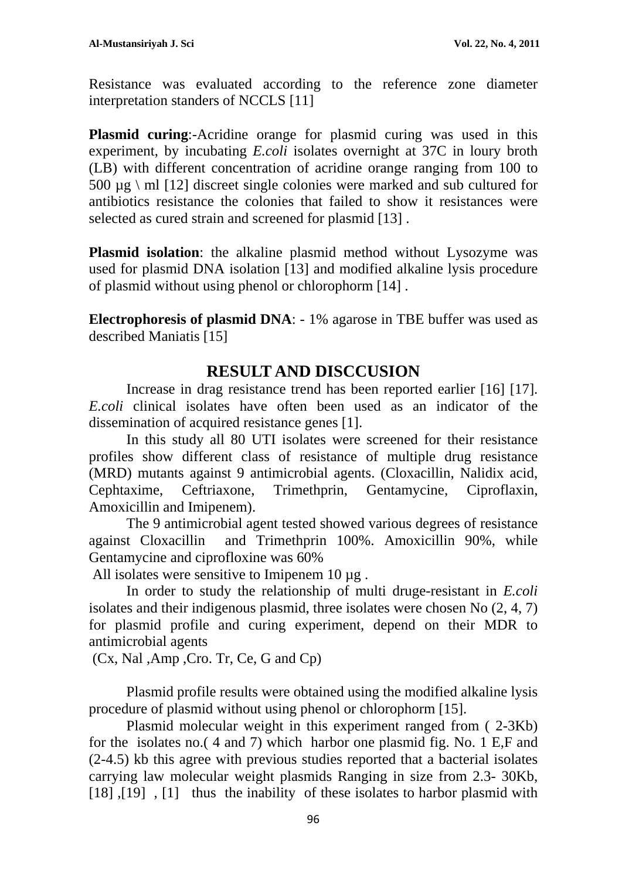Resistance was evaluated according to the reference zone diameter interpretation standers of NCCLS [11]

**Plasmid curing**:-Acridine orange for plasmid curing was used in this experiment, by incubating *E.coli* isolates overnight at 37C in loury broth (LB) with different concentration of acridine orange ranging from 100 to 500 µg \ ml [12] discreet single colonies were marked and sub cultured for antibiotics resistance the colonies that failed to show it resistances were selected as cured strain and screened for plasmid [13] .

**Plasmid isolation**: the alkaline plasmid method without Lysozyme was used for plasmid DNA isolation [13] and modified alkaline lysis procedure of plasmid without using phenol or chlorophorm [14] .

**Electrophoresis of plasmid DNA**: - 1% agarose in TBE buffer was used as described Maniatis [15]

## RESULT AND DISCCUSION

Increase in drag resistance trend has been reported earlier [16] [17]. *E.coli* clinical isolates have often been used as an indicator of the dissemination of acquired resistance genes [1].

In this study all 80 UTI isolates were screened for their resistance profiles show different class of resistance of multiple drug resistance (MRD) mutants against 9 antimicrobial agents. (Cloxacillin, Nalidix acid, Cephtaxime, Ceftriaxone, Trimethprin, Gentamycine, Ciproflaxin, Amoxicillin and Imipenem).

The 9 antimicrobial agent tested showed various degrees of resistance against Cloxacillin and Trimethprin 100%. Amoxicillin 90%, while Gentamycine and ciprofloxine was 60%

All isolates were sensitive to Imipenem 10 µg .

In order to study the relationship of multi druge-resistant in *E.coli* isolates and their indigenous plasmid, three isolates were chosen No (2, 4, 7) for plasmid profile and curing experiment, depend on their MDR to antimicrobial agents

(Cx, Nal ,Amp ,Cro. Tr, Ce, G and Cp)

Plasmid profile results were obtained using the modified alkaline lysis procedure of plasmid without using phenol or chlorophorm [15].

Plasmid molecular weight in this experiment ranged from ( 2-3Kb) for the isolates no.( 4 and 7) which harbor one plasmid fig. No. 1 E,F and (2-4.5) kb this agree with previous studies reported that a bacterial isolates carrying law molecular weight plasmids Ranging in size from 2.3- 30Kb, [18] ,[19] , [1] thus the inability of these isolates to harbor plasmid with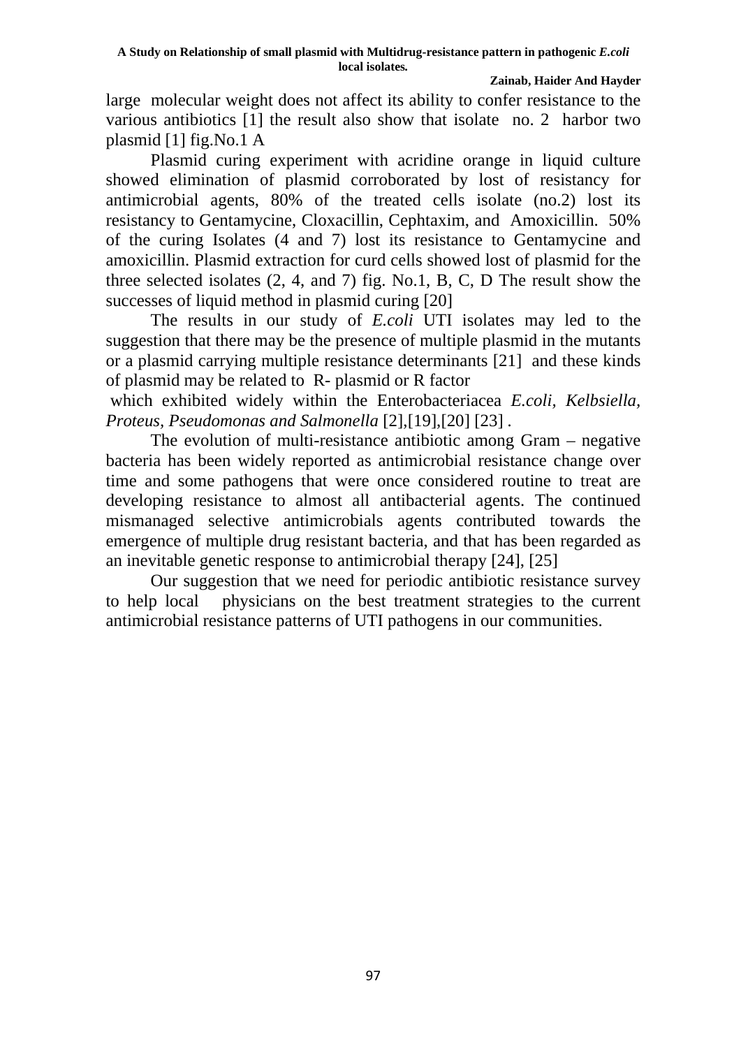large molecular weight does not affect its ability to confer resistance to the various antibiotics [1] the result also show that isolate no. 2 harbor two plasmid [1] fig.No.1 A

Plasmid curing experiment with acridine orange in liquid culture showed elimination of plasmid corroborated by lost of resistancy for antimicrobial agents, 80% of the treated cells isolate (no.2) lost its resistancy to Gentamycine, Cloxacillin, Cephtaxim, and Amoxicillin. 50% of the curing Isolates (4 and 7) lost its resistance to Gentamycine and amoxicillin. Plasmid extraction for curd cells showed lost of plasmid for the three selected isolates (2, 4, and 7) fig. No.1, B, C, D The result show the successes of liquid method in plasmid curing [20]

The results in our study of *E.coli* UTI isolates may led to the suggestion that there may be the presence of multiple plasmid in the mutants or a plasmid carrying multiple resistance determinants [21] and these kinds of plasmid may be related to R- plasmid or R factor

which exhibited widely within the Enterobacteriacea *E.coli, Kelbsiella, Proteus, Pseudomonas and Salmonella* [2],[19],[20] [23] .

The evolution of multi-resistance antibiotic among Gram – negative bacteria has been widely reported as antimicrobial resistance change over time and some pathogens that were once considered routine to treat are developing resistance to almost all antibacterial agents. The continued mismanaged selective antimicrobials agents contributed towards the emergence of multiple drug resistant bacteria, and that has been regarded as an inevitable genetic response to antimicrobial therapy [24], [25]

Our suggestion that we need for periodic antibiotic resistance survey to help local physicians on the best treatment strategies to the current antimicrobial resistance patterns of UTI pathogens in our communities.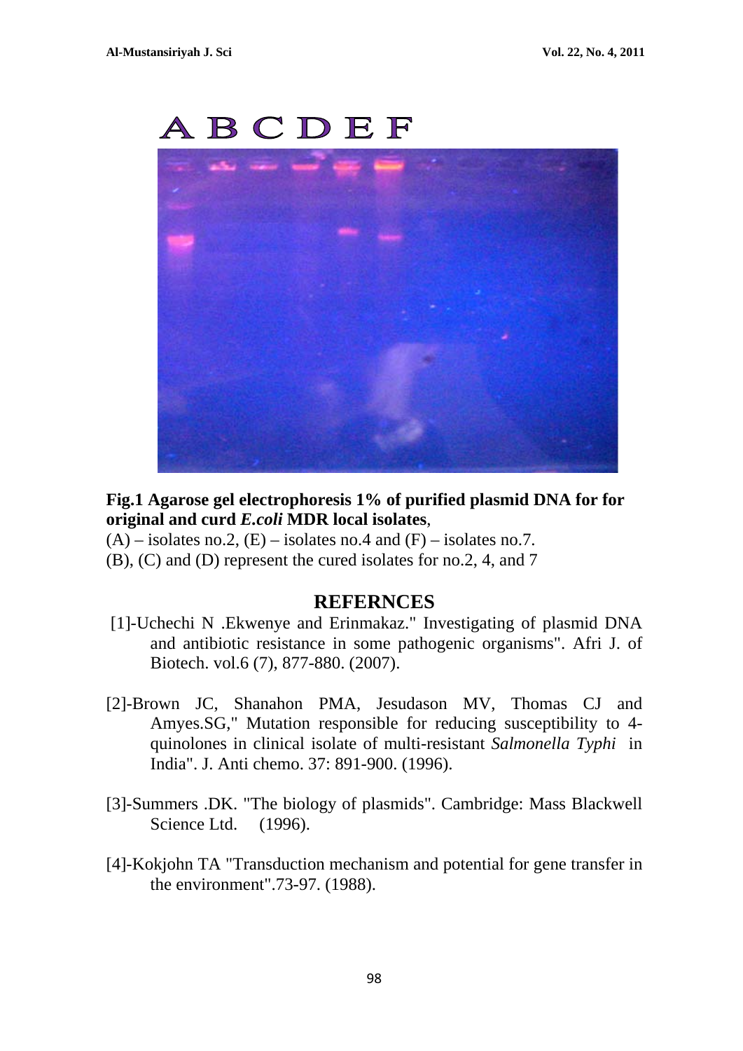A B C D E F

**Fig.1 Agarose gel electrophoresis 1% of purified plasmid DNA for for original and curd *E.coli* MDR local isolates**,
(A) – isolates no.2, (E) – isolates no.4 and (F) – isolates no.7.
(B), (C) and (D) represent the cured isolates for no.2, 4, and 7

## REFERNCES

[1]-Uchechi N .Ekwenye and Erinmakaz." Investigating of plasmid DNA and antibiotic resistance in some pathogenic organisms". Afri J. of Biotech. vol.6 (7), 877-880. (2007).

[2]-Brown JC, Shanahon PMA, Jesudason MV, Thomas CJ and Amyes.SG," Mutation responsible for reducing susceptibility to 4-quinolones in clinical isolate of multi-resistant *Salmonella Typhi* in India". J. Anti chemo. 37: 891-900. (1996).

[3]-Summers .DK. "The biology of plasmids". Cambridge: Mass Blackwell Science Ltd. (1996).

[4]-Kokjohn TA "Transduction mechanism and potential for gene transfer in the environment".73-97. (1988).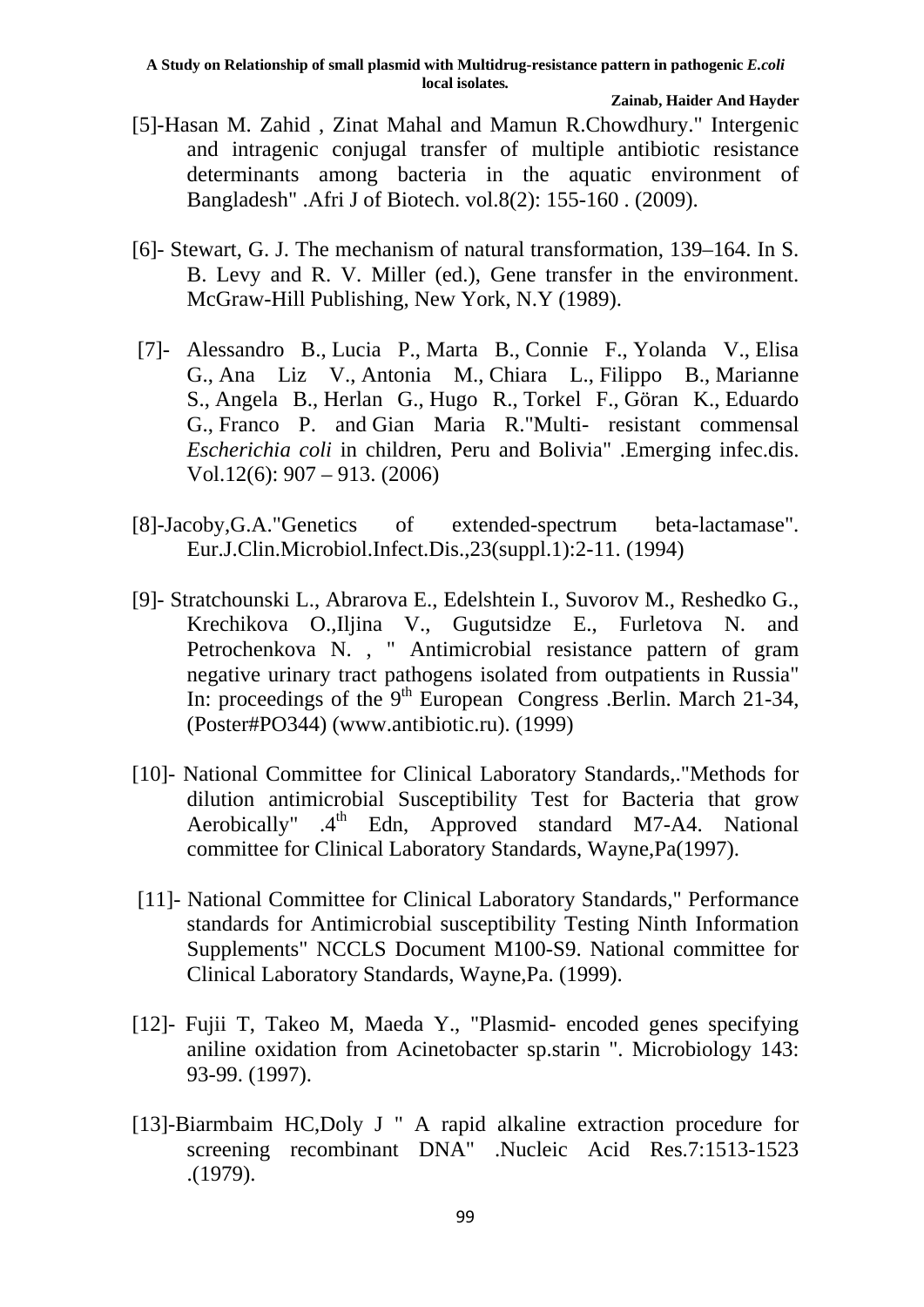[5]-Hasan M. Zahid , Zinat Mahal and Mamun R.Chowdhury." Intergenic and intragenic conjugal transfer of multiple antibiotic resistance determinants among bacteria in the aquatic environment of Bangladesh" .Afri J of Biotech. vol.8(2): 155-160 . (2009).

[6]- Stewart, G. J. The mechanism of natural transformation, 139–164. In S. B. Levy and R. V. Miller (ed.), Gene transfer in the environment. McGraw-Hill Publishing, New York, N.Y (1989).

[7]- Alessandro B., Lucia P., Marta B., Connie F., Yolanda V., Elisa G., Ana Liz V., Antonia M., Chiara L., Filippo B., Marianne S., Angela B., Herlan G., Hugo R., Torkel F., Göran K., Eduardo G., Franco P. and Gian Maria R."Multi- resistant commensal *Escherichia coli* in children, Peru and Bolivia" .Emerging infec.dis. Vol.12(6): 907 – 913. (2006)

[8]-Jacoby,G.A."Genetics of extended-spectrum beta-lactamase". Eur.J.Clin.Microbiol.Infect.Dis.,23(suppl.1):2-11. (1994)

[9]- Stratchounski L., Abrarova E., Edelshtein I., Suvorov M., Reshedko G., Krechikova O.,Iljina V., Gugutsidze E., Furletova N. and Petrochenkova N. , " Antimicrobial resistance pattern of gram negative urinary tract pathogens isolated from outpatients in Russia" In: proceedings of the 9th European Congress .Berlin. March 21-34, (Poster#PO344) (www.antibiotic.ru). (1999)

[10]- National Committee for Clinical Laboratory Standards,."Methods for dilution antimicrobial Susceptibility Test for Bacteria that grow Aerobically" .4th Edn, Approved standard M7-A4. National committee for Clinical Laboratory Standards, Wayne,Pa(1997).

[11]- National Committee for Clinical Laboratory Standards," Performance standards for Antimicrobial susceptibility Testing Ninth Information Supplements" NCCLS Document M100-S9. National committee for Clinical Laboratory Standards, Wayne,Pa. (1999).

[12]- Fujii T, Takeo M, Maeda Y., "Plasmid- encoded genes specifying aniline oxidation from Acinetobacter sp.starin ". Microbiology 143: 93-99. (1997).

[13]-Biarmbaim HC,Doly J " A rapid alkaline extraction procedure for screening recombinant DNA" .Nucleic Acid Res.7:1513-1523 .(1979).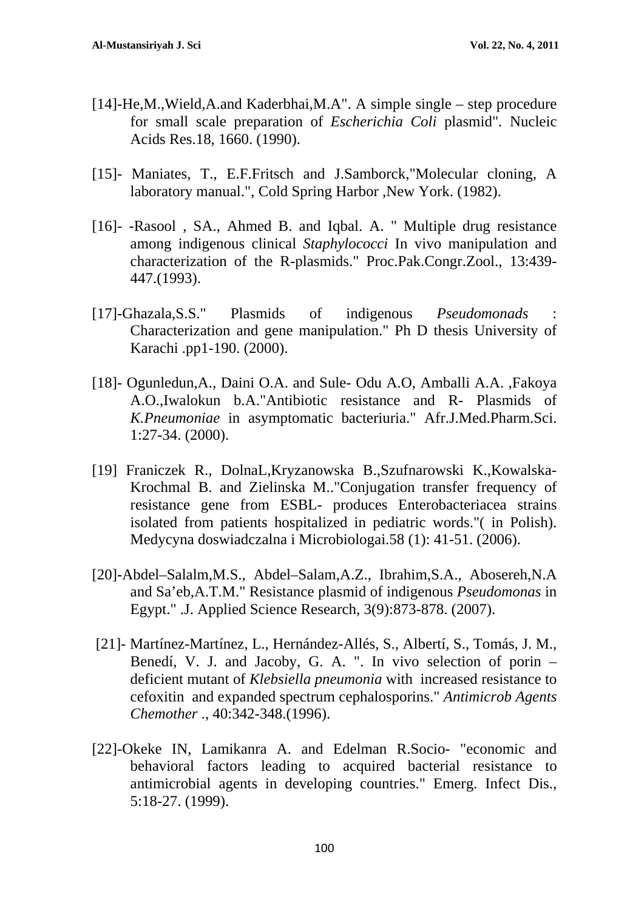[14]-He,M.,Wield,A.and Kaderbhai,M.A". A simple single – step procedure for small scale preparation of *Escherichia Coli* plasmid". Nucleic Acids Res.18, 1660. (1990).

[15]- Maniates, T., E.F.Fritsch and J.Samborck,"Molecular cloning, A laboratory manual.", Cold Spring Harbor ,New York. (1982).

[16]- -Rasool , SA., Ahmed B. and Iqbal. A. " Multiple drug resistance among indigenous clinical *Staphylococci* In vivo manipulation and characterization of the R-plasmids." Proc.Pak.Congr.Zool., 13:439-447.(1993).

[17]-Ghazala,S.S." Plasmids of indigenous *Pseudomonads* : Characterization and gene manipulation." Ph D thesis University of Karachi .pp1-190. (2000).

[18]- Ogunledun,A., Daini O.A. and Sule- Odu A.O, Amballi A.A. ,Fakoya A.O.,Iwalokun b.A."Antibiotic resistance and R- Plasmids of *K.Pneumoniae* in asymptomatic bacteriuria." Afr.J.Med.Pharm.Sci. 1:27-34. (2000).

[19] Franiczek R., DolnaL,Kryzanowska B.,Szufnarowski K.,Kowalska-Krochmal B. and Zielinska M.."Conjugation transfer frequency of resistance gene from ESBL- produces Enterobacteriacea strains isolated from patients hospitalized in pediatric words."( in Polish). Medycyna doswiadczalna i Microbiologai.58 (1): 41-51. (2006).

[20]-Abdel–Salalm,M.S., Abdel–Salam,A.Z., Ibrahim,S.A., Abosereh,N.A and Sa'eb,A.T.M." Resistance plasmid of indigenous *Pseudomonas* in Egypt." .J. Applied Science Research, 3(9):873-878. (2007).

[21]- Martínez-Martínez, L., Hernández-Allés, S., Albertí, S., Tomás, J. M., Benedí, V. J. and Jacoby, G. A. ". In vivo selection of porin – deficient mutant of *Klebsiella pneumonia* with increased resistance to cefoxitin and expanded spectrum cephalosporins." *Antimicrob Agents Chemother* ., 40:342-348.(1996).

[22]-Okeke IN, Lamikanra A. and Edelman R.Socio- "economic and behavioral factors leading to acquired bacterial resistance to antimicrobial agents in developing countries." Emerg. Infect Dis., 5:18-27. (1999).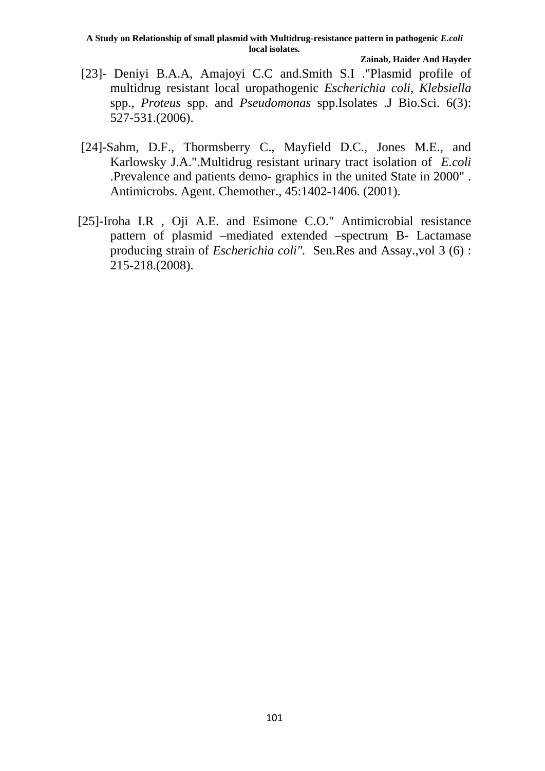[23]- Deniyi B.A.A, Amajoyi C.C and.Smith S.I ."Plasmid profile of multidrug resistant local uropathogenic *Escherichia coli*, *Klebsiella* spp., *Proteus* spp. and *Pseudomonas* spp.Isolates .J Bio.Sci. 6(3): 527-531.(2006).

[24]-Sahm, D.F., Thormsberry C., Mayfield D.C., Jones M.E., and Karlowsky J.A.".Multidrug resistant urinary tract isolation of *E.coli* .Prevalence and patients demo- graphics in the united State in 2000" . Antimicrobs. Agent. Chemother., 45:1402-1406. (2001).

[25]-Iroha I.R , Oji A.E. and Esimone C.O." Antimicrobial resistance pattern of plasmid –mediated extended –spectrum B- Lactamase producing strain of *Escherichia coli"*. Sen.Res and Assay.,vol 3 (6) : 215-218.(2008).